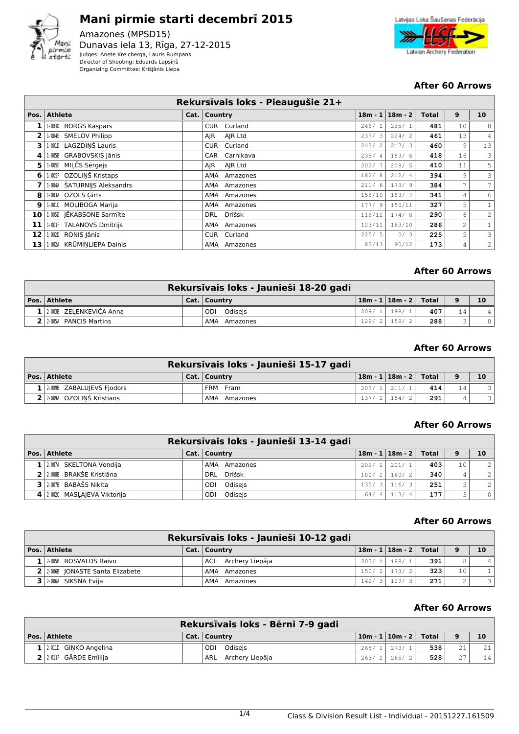# Mani pirmie starti decembrī 2015

Amazones (MPSD15)
Dunavas iela 13, Rīga, 27-12-2015
Judges: Anete Kreicberga, Lauris Rumpans
Director of Shooting: Eduards Lapsiņš
Organizing Committee: Krišjānis Liepa

Latvijas Loka Šaušanas Federācija
Latvian Archery Federation

### After 60 Arrows

| Rekursīvais loks - Pieaugušie 21+ | | | | | | | | |
|---|---|---|---|---|---|---|---|---|
| **Pos.** | **Athlete** | **Cat.** | **Country** | **18m - 1** | **18m - 2** | **Total** | **9** | **10** |
| 1 | 1-003D BORGS Kaspars | | CUR Curland | 246/ 1 | 235/ 1 | 481 | 10 | 8 |
| 2 | 1-004E SMELOV Philipp | | AJR AJR Ltd | 237/ 3 | 224/ 2 | 461 | 13 | 4 |
| 3 | 1-001D LAGZDIŅŠ Lauris | | CUR Curland | 243/ 2 | 217/ 3 | 460 | 9 | 13 |
| 4 | 1-005B GRABOVSKIS Jānis | | CAR Carnikava | 235/ 4 | 183/ 6 | 418 | 16 | 3 |
| 5 | 1-005E MIĻČS Sergejs | | AJR AJR Ltd | 202/ 7 | 208/ 5 | 410 | 11 | 5 |
| 6 | 1-005F OZOLIŅŠ Kristaps | | AMA Amazones | 182/ 8 | 212/ 4 | 394 | 9 | 3 |
| 7 | 1-004A ŠATURNIJS Aleksandrs | | AMA Amazones | 211/ 6 | 173/ 9 | 384 | 7 | 7 |
| 8 | 1-003A OZOLS Ģirts | | AMA Amazones | 158/10 | 183/ 7 | 341 | 4 | 6 |
| 9 | 1-001C MOĻIBOGA Marija | | AMA Amazones | 177/ 9 | 150/11 | 327 | 5 | 1 |
| 10 | 1-005D JĒKABSONE Sarmīte | | DRL Drlšsk | 116/12 | 174/ 8 | 290 | 6 | 2 |
| 11 | 1-001F TALANOVS Dmitrijs | | AMA Amazones | 123/11 | 163/10 | 286 | 2 | 1 |
| 12 | 1-002D RONIS Jānis | | CUR Curland | 225/ 5 | 0/ 3 | 225 | 5 | 3 |
| 13 | 1-002A KRŪMIŅLIEPA Dainis | | AMA Amazones | 83/13 | 90/12 | 173 | 4 | 2 |

### After 60 Arrows

| Rekursīvais loks - Jaunieši 18-20 gadi | | | | | | | | |
|---|---|---|---|---|---|---|---|---|
| **Pos.** | **Athlete** | **Cat.** | **Country** | **18m - 1** | **18m - 2** | **Total** | **9** | **10** |
| 1 | 2-003B ZEĻENKEVIČA Anna | | ODI Odisejs | 209/ 1 | 198/ 1 | 407 | 14 | 4 |
| 2 | 2-005A PANCIS Martins | | AMA Amazones | 129/ 2 | 159/ 2 | 288 | 3 | 0 |

### After 60 Arrows

| Rekursīvais loks - Jaunieši 15-17 gadi | | | | | | | | |
|---|---|---|---|---|---|---|---|---|
| **Pos.** | **Athlete** | **Cat.** | **Country** | **18m - 1** | **18m - 2** | **Total** | **9** | **10** |
| 1 | 2-009B ZABALUJEVS Fjodors | | FRM Fram | 203/ 1 | 211/ 1 | 414 | 14 | 3 |
| 2 | 2-009A OZOLIŅŠ Kristians | | AMA Amazones | 137/ 2 | 154/ 2 | 291 | 4 | 3 |

### After 60 Arrows

| Rekursīvais loks - Jaunieši 13-14 gadi | | | | | | | | |
|---|---|---|---|---|---|---|---|---|
| **Pos.** | **Athlete** | **Cat.** | **Country** | **18m - 1** | **18m - 2** | **Total** | **9** | **10** |
| 1 | 2-007A SKELTONA Vendija | | AMA Amazones | 202/ 1 | 201/ 1 | 403 | 10 | 2 |
| 2 | 2-008B BRAKŠE Kristiāna | | DRL Drlšsk | 180/ 2 | 160/ 2 | 340 | 4 | 2 |
| 3 | 2-007B BABAŠS Nikita | | ODI Odisejs | 135/ 3 | 116/ 3 | 251 | 3 | 2 |
| 4 | 2-002C MASĻAJEVA Viktorija | | ODI Odisejs | 64/ 4 | 113/ 4 | 177 | 3 | 0 |

### After 60 Arrows

| Rekursīvais loks - Jaunieši 10-12 gadi | | | | | | | | |
|---|---|---|---|---|---|---|---|---|
| **Pos.** | **Athlete** | **Cat.** | **Country** | **18m - 1** | **18m - 2** | **Total** | **9** | **10** |
| 1 | 2-005B ROSVALDS Raivo | | ACL Archery Liepāja | 203/ 1 | 188/ 1 | 391 | 8 | 4 |
| 2 | 2-006B JONASTE Santa Elizabete | | AMA Amazones | 150/ 2 | 173/ 2 | 323 | 10 | 1 |
| 3 | 2-006A SIKSNA Evija | | AMA Amazones | 142/ 3 | 129/ 3 | 271 | 2 | 3 |

### After 60 Arrows

| Rekursīvais loks - Bērni 7-9 gadi | | | | | | | | |
|---|---|---|---|---|---|---|---|---|
| **Pos.** | **Athlete** | **Cat.** | **Country** | **10m - 1** | **10m - 2** | **Total** | **9** | **10** |
| 1 | 2-011D GIŅKO Angelina | | ODI Odisejs | 265/ 1 | 273/ 1 | 538 | 21 | 21 |
| 2 | 2-011F GĀRDE Emīlija | | ARL Archery Liepāja | 263/ 2 | 265/ 2 | 528 | 27 | 14 |

Class & Division Result List - Individual - 20151227.161509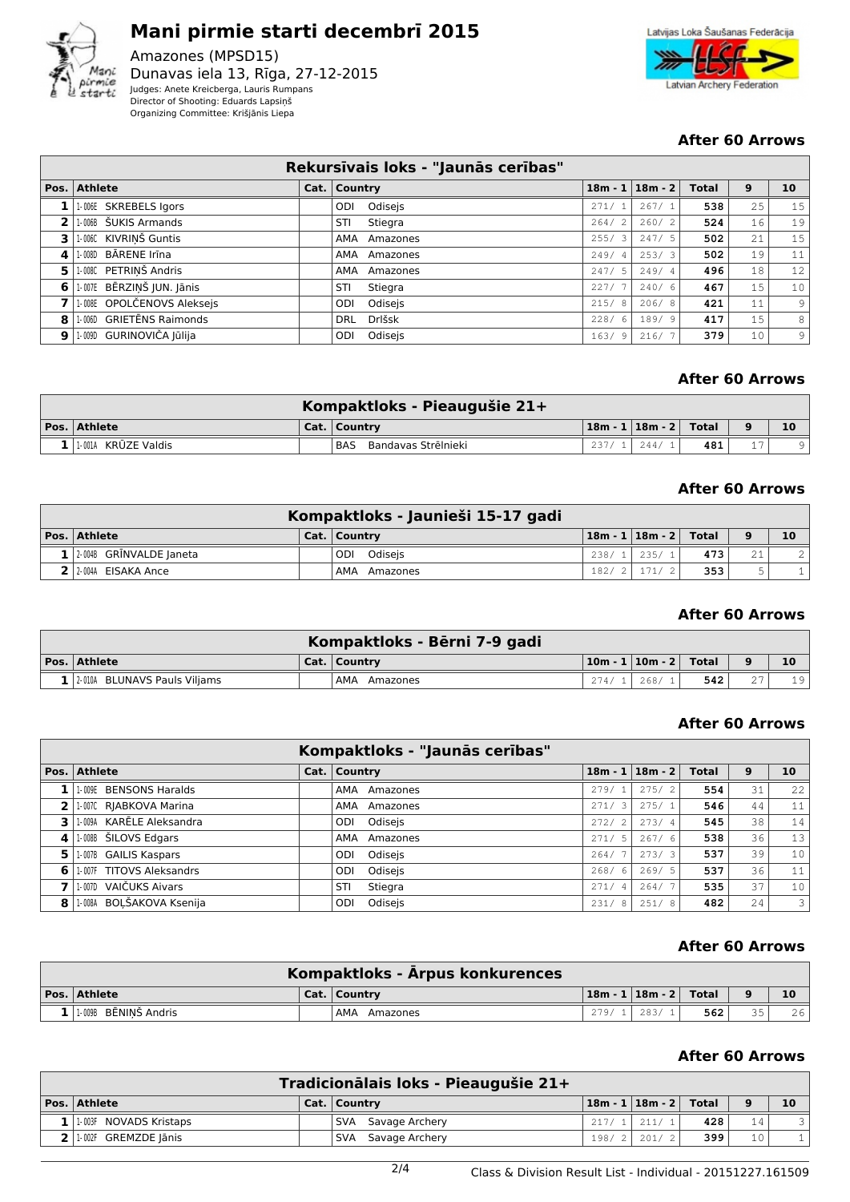# Mani pirmie starti decembrī 2015

Amazones (MPSD15)
Dunavas iela 13, Rīga, 27-12-2015
Judges: Anete Kreicberga, Lauris Rumpans
Director of Shooting: Eduards Lapsiņš
Organizing Committee: Krišjānis Liepa

Latvijas Loka Šaušanas Federācija
Latvian Archery Federation

**After 60 Arrows**

| Rekursīvais loks - "Jaunās cerības" | | | | | | | | | |
|---|---|---|---|---|---|---|---|---|---|
| **Pos.** | **Athlete** | **Cat.** | **Country** | | **18m - 1** | **18m - 2** | **Total** | **9** | **10** |
| 1 | 1-006E SKREBELS Igors | | ODI | Odisejs | 271/ 1 | 267/ 1 | 538 | 25 | 15 |
| 2 | 1-006B ŠUKIS Armands | | STI | Stiegra | 264/ 2 | 260/ 2 | 524 | 16 | 19 |
| 3 | 1-006C KIVRIŅŠ Guntis | | AMA | Amazones | 255/ 3 | 247/ 5 | 502 | 21 | 15 |
| 4 | 1-008D BĀRENE Irīna | | AMA | Amazones | 249/ 4 | 253/ 3 | 502 | 19 | 11 |
| 5 | 1-008C PETRIŅŠ Andris | | AMA | Amazones | 247/ 5 | 249/ 4 | 496 | 18 | 12 |
| 6 | 1-007E BĒRZIŅŠ JUN. Jānis | | STI | Stiegra | 227/ 7 | 240/ 6 | 467 | 15 | 10 |
| 7 | 1-008E OPOLČENOVS Aleksejs | | ODI | Odisejs | 215/ 8 | 206/ 8 | 421 | 11 | 9 |
| 8 | 1-006D GRIETĒNS Raimonds | | DRL | Drlšsk | 228/ 6 | 189/ 9 | 417 | 15 | 8 |
| 9 | 1-009D GURINOVIČA Jūlija | | ODI | Odisejs | 163/ 9 | 216/ 7 | 379 | 10 | 9 |

**After 60 Arrows**

| Kompaktloks - Pieaugušie 21+ | | | | | | | | | |
|---|---|---|---|---|---|---|---|---|---|
| **Pos.** | **Athlete** | **Cat.** | **Country** | | **18m - 1** | **18m - 2** | **Total** | **9** | **10** |
| 1 | 1-001A KRŪZE Valdis | | BAS | Bandavas Strēlnieki | 237/ 1 | 244/ 1 | 481 | 17 | 9 |

**After 60 Arrows**

| Kompaktloks - Jaunieši 15-17 gadi | | | | | | | | | |
|---|---|---|---|---|---|---|---|---|---|
| **Pos.** | **Athlete** | **Cat.** | **Country** | | **18m - 1** | **18m - 2** | **Total** | **9** | **10** |
| 1 | 2-004B GRĪNVALDE Janeta | | ODI | Odisejs | 238/ 1 | 235/ 1 | 473 | 21 | 2 |
| 2 | 2-004A EISAKA Ance | | AMA | Amazones | 182/ 2 | 171/ 2 | 353 | 5 | 1 |

**After 60 Arrows**

| Kompaktloks - Bērni 7-9 gadi | | | | | | | | | |
|---|---|---|---|---|---|---|---|---|---|
| **Pos.** | **Athlete** | **Cat.** | **Country** | | **10m - 1** | **10m - 2** | **Total** | **9** | **10** |
| 1 | 2-010A BLUNAVS Pauls Viljams | | AMA | Amazones | 274/ 1 | 268/ 1 | 542 | 27 | 19 |

**After 60 Arrows**

| Kompaktloks - "Jaunās cerības" | | | | | | | | | |
|---|---|---|---|---|---|---|---|---|---|
| **Pos.** | **Athlete** | **Cat.** | **Country** | | **18m - 1** | **18m - 2** | **Total** | **9** | **10** |
| 1 | 1-009E BENSONS Haralds | | AMA | Amazones | 279/ 1 | 275/ 2 | 554 | 31 | 22 |
| 2 | 1-007C RJABKOVA Marina | | AMA | Amazones | 271/ 3 | 275/ 1 | 546 | 44 | 11 |
| 3 | 1-009A KARĒLE Aleksandra | | ODI | Odisejs | 272/ 2 | 273/ 4 | 545 | 38 | 14 |
| 4 | 1-008B ŠILOVS Edgars | | AMA | Amazones | 271/ 5 | 267/ 6 | 538 | 36 | 13 |
| 5 | 1-007B GAILIS Kaspars | | ODI | Odisejs | 264/ 7 | 273/ 3 | 537 | 39 | 10 |
| 6 | 1-007F TITOVS Aleksandrs | | ODI | Odisejs | 268/ 6 | 269/ 5 | 537 | 36 | 11 |
| 7 | 1-007D VAIČUKS Aivars | | STI | Stiegra | 271/ 4 | 264/ 7 | 535 | 37 | 10 |
| 8 | 1-008A BOĻŠAKOVA Ksenija | | ODI | Odisejs | 231/ 8 | 251/ 8 | 482 | 24 | 3 |

**After 60 Arrows**

| Kompaktloks - Ārpus konkurences | | | | | | | | | |
|---|---|---|---|---|---|---|---|---|---|
| **Pos.** | **Athlete** | **Cat.** | **Country** | | **18m - 1** | **18m - 2** | **Total** | **9** | **10** |
| 1 | 1-009B BĒNIŅŠ Andris | | AMA | Amazones | 279/ 1 | 283/ 1 | 562 | 35 | 26 |

**After 60 Arrows**

| Tradicionālais loks - Pieaugušie 21+ | | | | | | | | | |
|---|---|---|---|---|---|---|---|---|---|
| **Pos.** | **Athlete** | **Cat.** | **Country** | | **18m - 1** | **18m - 2** | **Total** | **9** | **10** |
| 1 | 1-003F NOVADS Kristaps | | SVA | Savage Archery | 217/ 1 | 211/ 1 | 428 | 14 | 3 |
| 2 | 1-002F GREMZDE Jānis | | SVA | Savage Archery | 198/ 2 | 201/ 2 | 399 | 10 | 1 |

Class & Division Result List - Individual - 20151227.161509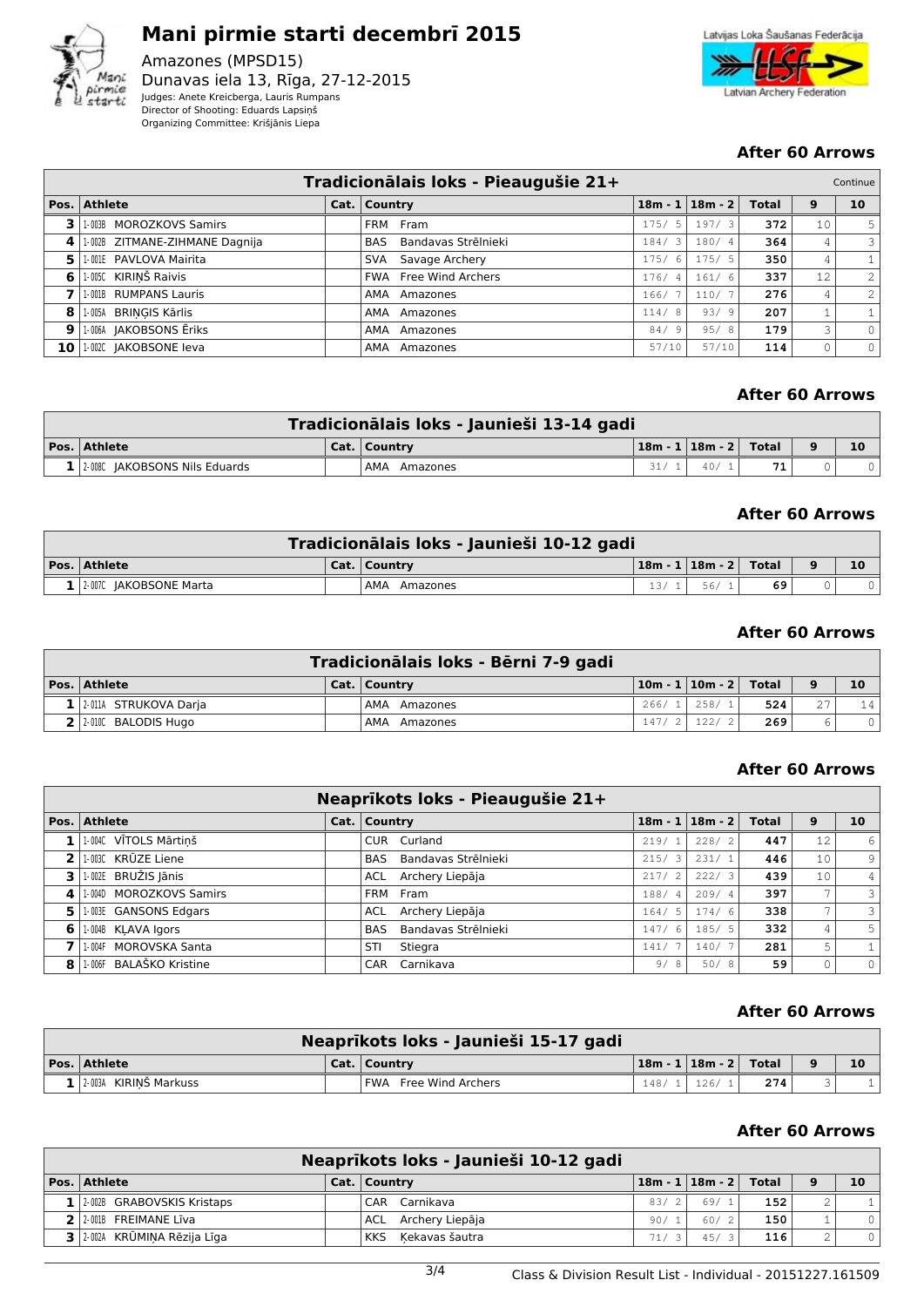# Mani pirmie starti decembrī 2015

Amazones (MPSD15)
Dunavas iela 13, Rīga, 27-12-2015
Judges: Anete Kreicberga, Lauris Rumpans
Director of Shooting: Eduards Lapsiņš
Organizing Committee: Krišjānis Liepa

Latvijas Loka Šaušanas Federācija
Latvian Archery Federation

### After 60 Arrows

| Tradicionālais loks - Pieaugušie 21+ | | | | | | | | | Continue |
|---|---|---|---|---|---|---|---|---|---|
| **Pos.** | **Athlete** | **Cat.** | **Country** | **18m - 1** | **18m - 2** | **Total** | **9** | **10** | |
| **3** | 1-003B MOROZKOVS Samirs | | FRM Fram | 175/ 5 | 197/ 3 | **372** | 10 | 5 | |
| **4** | 1-002B ZITMANE-ZIHMANE Dagnija | | BAS Bandavas Strēlnieki | 184/ 3 | 180/ 4 | **364** | 4 | 3 | |
| **5** | 1-001E PAVLOVA Mairita | | SVA Savage Archery | 175/ 6 | 175/ 5 | **350** | 4 | 1 | |
| **6** | 1-005C KIRIŅŠ Raivis | | FWA Free Wind Archers | 176/ 4 | 161/ 6 | **337** | 12 | 2 | |
| **7** | 1-001B RUMPANS Lauris | | AMA Amazones | 166/ 7 | 110/ 7 | **276** | 4 | 2 | |
| **8** | 1-005A BRIŅĢIS Kārlis | | AMA Amazones | 114/ 8 | 93/ 9 | **207** | 1 | 1 | |
| **9** | 1-006A JAKOBSONS Ēriks | | AMA Amazones | 84/ 9 | 95/ 8 | **179** | 3 | 0 | |
| **10** | 1-002C JAKOBSONE Ieva | | AMA Amazones | 57/10 | 57/10 | **114** | 0 | 0 | |

### After 60 Arrows

| Tradicionālais loks - Jaunieši 13-14 gadi | | | | | | | | |
|---|---|---|---|---|---|---|---|---|
| **Pos.** | **Athlete** | **Cat.** | **Country** | **18m - 1** | **18m - 2** | **Total** | **9** | **10** |
| **1** | 2-008C JAKOBSONS Nils Eduards | | AMA Amazones | 31/ 1 | 40/ 1 | **71** | 0 | 0 |

### After 60 Arrows

| Tradicionālais loks - Jaunieši 10-12 gadi | | | | | | | | |
|---|---|---|---|---|---|---|---|---|
| **Pos.** | **Athlete** | **Cat.** | **Country** | **18m - 1** | **18m - 2** | **Total** | **9** | **10** |
| **1** | 2-007C JAKOBSONE Marta | | AMA Amazones | 13/ 1 | 56/ 1 | **69** | 0 | 0 |

### After 60 Arrows

| Tradicionālais loks - Bērni 7-9 gadi | | | | | | | | |
|---|---|---|---|---|---|---|---|---|
| **Pos.** | **Athlete** | **Cat.** | **Country** | **10m - 1** | **10m - 2** | **Total** | **9** | **10** |
| **1** | 2-011A STRUKOVA Darja | | AMA Amazones | 266/ 1 | 258/ 1 | **524** | 27 | 14 |
| **2** | 2-010C BALODIS Hugo | | AMA Amazones | 147/ 2 | 122/ 2 | **269** | 6 | 0 |

### After 60 Arrows

| Neaprīkots loks - Pieaugušie 21+ | | | | | | | | |
|---|---|---|---|---|---|---|---|---|
| **Pos.** | **Athlete** | **Cat.** | **Country** | **18m - 1** | **18m - 2** | **Total** | **9** | **10** |
| **1** | 1-004C VĪTOLS Mārtiņš | | CUR Curland | 219/ 1 | 228/ 2 | **447** | 12 | 6 |
| **2** | 1-003C KRŪZE Liene | | BAS Bandavas Strēlnieki | 215/ 3 | 231/ 1 | **446** | 10 | 9 |
| **3** | 1-002E BRUŽIS Jānis | | ACL Archery Liepāja | 217/ 2 | 222/ 3 | **439** | 10 | 4 |
| **4** | 1-004D MOROZKOVS Samirs | | FRM Fram | 188/ 4 | 209/ 4 | **397** | 7 | 3 |
| **5** | 1-003E GANSONS Edgars | | ACL Archery Liepāja | 164/ 5 | 174/ 6 | **338** | 7 | 3 |
| **6** | 1-004B KLAVA Igors | | BAS Bandavas Strēlnieki | 147/ 6 | 185/ 5 | **332** | 4 | 5 |
| **7** | 1-004F MOROVSKA Santa | | STI Stiegra | 141/ 7 | 140/ 7 | **281** | 5 | 1 |
| **8** | 1-006F BALAŠKO Kristine | | CAR Carnikava | 9/ 8 | 50/ 8 | **59** | 0 | 0 |

### After 60 Arrows

| Neaprīkots loks - Jaunieši 15-17 gadi | | | | | | | | |
|---|---|---|---|---|---|---|---|---|
| **Pos.** | **Athlete** | **Cat.** | **Country** | **18m - 1** | **18m - 2** | **Total** | **9** | **10** |
| **1** | 2-003A KIRIŅŠ Markuss | | FWA Free Wind Archers | 148/ 1 | 126/ 1 | **274** | 3 | 1 |

### After 60 Arrows

| Neaprīkots loks - Jaunieši 10-12 gadi | | | | | | | | |
|---|---|---|---|---|---|---|---|---|
| **Pos.** | **Athlete** | **Cat.** | **Country** | **18m - 1** | **18m - 2** | **Total** | **9** | **10** |
| **1** | 2-002B GRABOVSKIS Kristaps | | CAR Carnikava | 83/ 2 | 69/ 1 | **152** | 2 | 1 |
| **2** | 2-001B FREIMANE Līva | | ACL Archery Liepāja | 90/ 1 | 60/ 2 | **150** | 1 | 0 |
| **3** | 2-002A KRŪMIŅA Rēzija Līga | | KKS Ķekavas šautra | 71/ 3 | 45/ 3 | **116** | 2 | 0 |

Class & Division Result List - Individual - 20151227.161509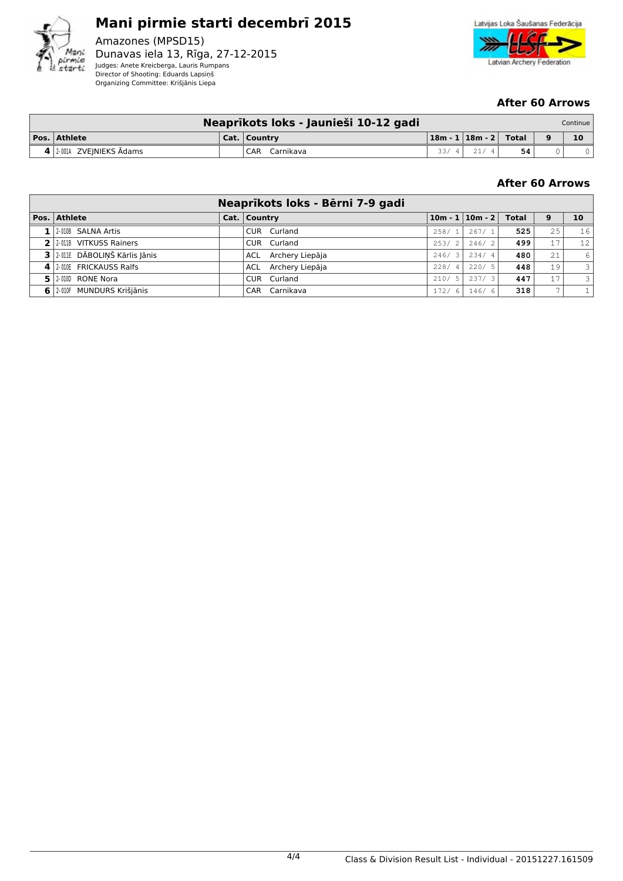# Mani pirmie starti decembrī 2015

Amazones (MPSD15)
Dunavas iela 13, Rīga, 27-12-2015
Judges: Anete Kreicberga, Lauris Rumpans
Director of Shooting: Eduards Lapsiņš
Organizing Committee: Krišjānis Liepa

Latvijas Loka Šaušanas Federācija
Latvian Archery Federation

### After 60 Arrows

| Neaprīkots loks - Jaunieši 10-12 gadi | | | | | | | | Continue |
|---|---|---|---|---|---|---|---|---|
| **Pos.** | **Athlete** | **Cat.** | **Country** | **18m - 1** | **18m - 2** | **Total** | **9** | **10** |
| 4 | 2-001A ZVEJNIEKS Ādams | | CAR Carnikava | 33/ 4 | 21/ 4 | 54 | 0 | 0 |

### After 60 Arrows

| Neaprīkots loks - Bērni 7-9 gadi | | | | | | | | |
|---|---|---|---|---|---|---|---|---|
| **Pos.** | **Athlete** | **Cat.** | **Country** | **10m - 1** | **10m - 2** | **Total** | **9** | **10** |
| 1 | 2-010B SALNA Artis | | CUR Curland | 258/ 1 | 267/ 1 | 525 | 25 | 16 |
| 2 | 2-011B VITKUSS Rainers | | CUR Curland | 253/ 2 | 246/ 2 | 499 | 17 | 12 |
| 3 | 2-011E DĀBOLIŅŠ Kārlis Jānis | | ACL Archery Liepāja | 246/ 3 | 234/ 4 | 480 | 21 | 6 |
| 4 | 2-010E FRICKAUSS Ralfs | | ACL Archery Liepāja | 228/ 4 | 220/ 5 | 448 | 19 | 3 |
| 5 | 2-010D RONE Nora | | CUR Curland | 210/ 5 | 237/ 3 | 447 | 17 | 3 |
| 6 | 2-010F MUNDURS Krišjānis | | CAR Carnikava | 172/ 6 | 146/ 6 | 318 | 7 | 1 |

Class & Division Result List - Individual - 20151227.161509